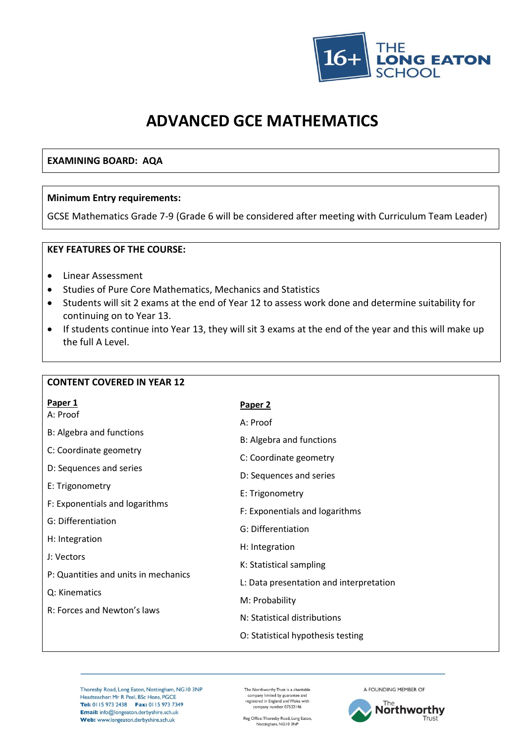# ADVANCED GCE MATHEMATICS

**EXAMINING BOARD: AQA**

**Minimum Entry requirements:**

GCSE Mathematics Grade 7-9 (Grade 6 will be considered after meeting with Curriculum Team Leader)

**KEY FEATURES OF THE COURSE:**

- Linear Assessment
- Studies of Pure Core Mathematics, Mechanics and Statistics
- Students will sit 2 exams at the end of Year 12 to assess work done and determine suitability for continuing on to Year 13.
- If students continue into Year 13, they will sit 3 exams at the end of the year and this will make up the full A Level.

**CONTENT COVERED IN YEAR 12**

**Paper 1**

A: Proof

B: Algebra and functions

C: Coordinate geometry

D: Sequences and series

E: Trigonometry

F: Exponentials and logarithms

G: Differentiation

H: Integration

J: Vectors

P: Quantities and units in mechanics

Q: Kinematics

R: Forces and Newton's laws

**Paper 2**

A: Proof

B: Algebra and functions

C: Coordinate geometry

D: Sequences and series

E: Trigonometry

F: Exponentials and logarithms

G: Differentiation

H: Integration

K: Statistical sampling

L: Data presentation and interpretation

M: Probability

N: Statistical distributions

O: Statistical hypothesis testing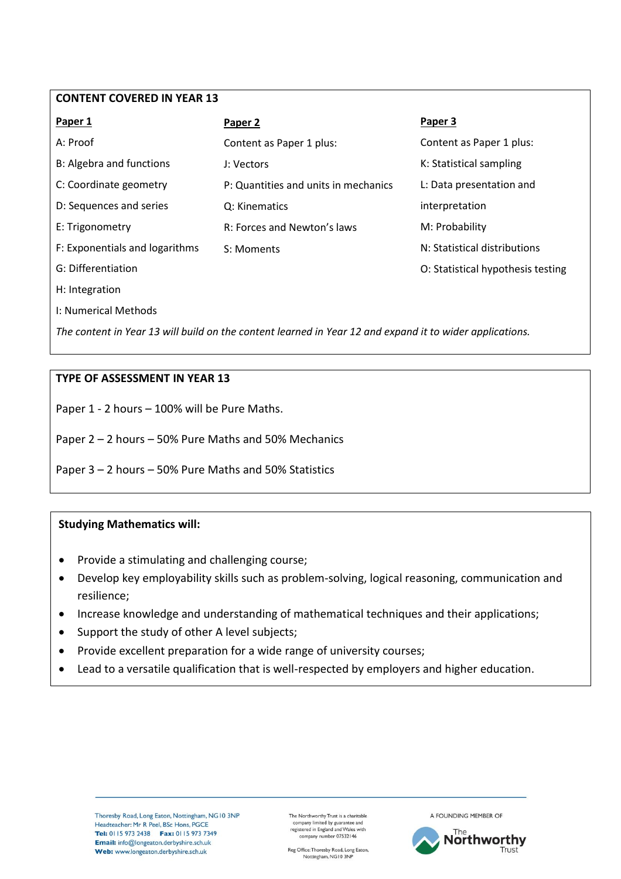## CONTENT COVERED IN YEAR 13

**Paper 1**

A: Proof

B: Algebra and functions

C: Coordinate geometry

D: Sequences and series

E: Trigonometry

F: Exponentials and logarithms

G: Differentiation

H: Integration

I: Numerical Methods

**Paper 2**

Content as Paper 1 plus:

J: Vectors

P: Quantities and units in mechanics

Q: Kinematics

R: Forces and Newton's laws

S: Moments

**Paper 3**

Content as Paper 1 plus:

K: Statistical sampling

L: Data presentation and interpretation

M: Probability

N: Statistical distributions

O: Statistical hypothesis testing

*The content in Year 13 will build on the content learned in Year 12 and expand it to wider applications.*

## TYPE OF ASSESSMENT IN YEAR 13

Paper 1 - 2 hours – 100% will be Pure Maths.

Paper 2 – 2 hours – 50% Pure Maths and 50% Mechanics

Paper 3 – 2 hours – 50% Pure Maths and 50% Statistics

## Studying Mathematics will:

- Provide a stimulating and challenging course;
- Develop key employability skills such as problem-solving, logical reasoning, communication and resilience;
- Increase knowledge and understanding of mathematical techniques and their applications;
- Support the study of other A level subjects;
- Provide excellent preparation for a wide range of university courses;
- Lead to a versatile qualification that is well-respected by employers and higher education.